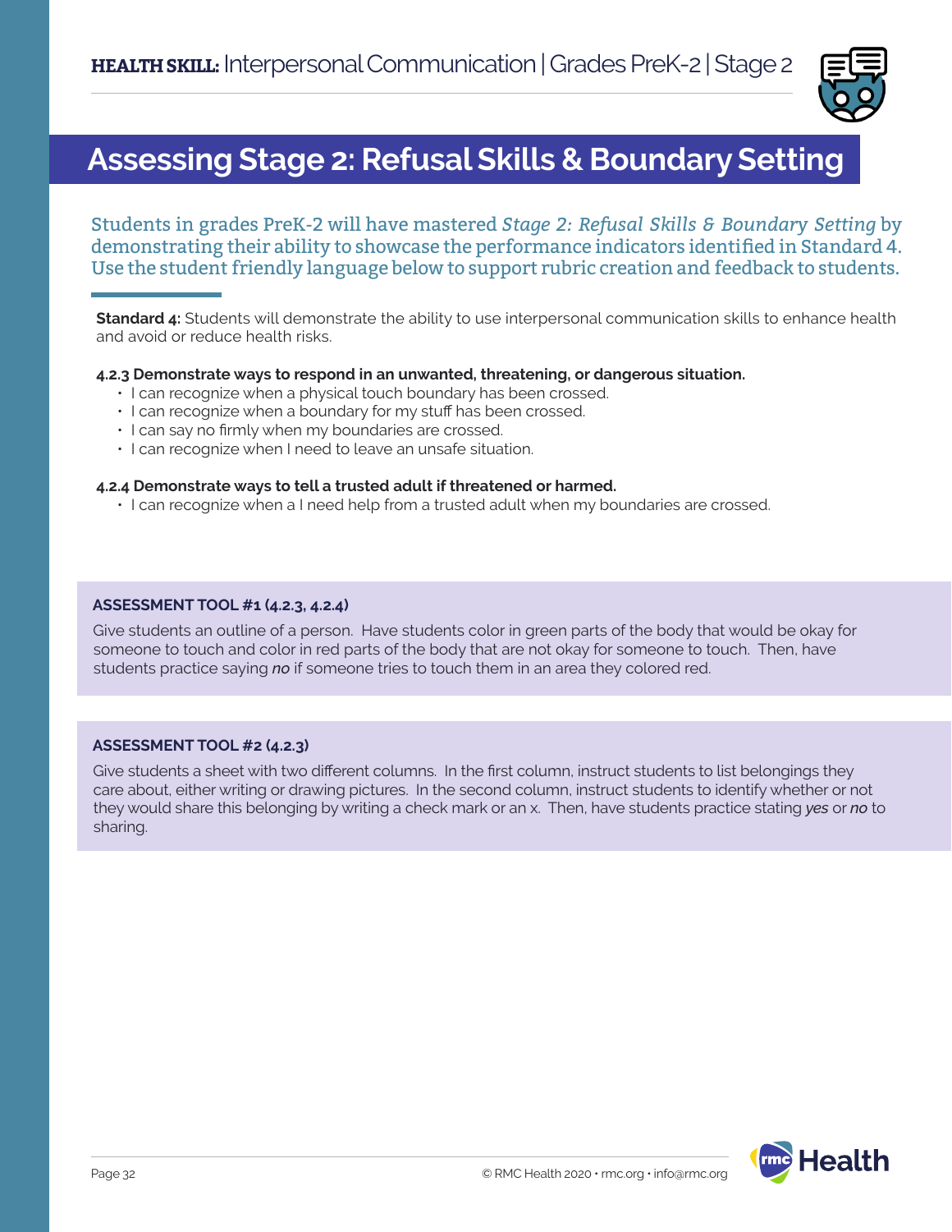**HEALTH SKILL:** Interpersonal Communication | Grades PreK-2 | Stage 2

# Assessing Stage 2: Refusal Skills & Boundary Setting

Students in grades PreK-2 will have mastered *Stage 2: Refusal Skills & Boundary Setting* by demonstrating their ability to showcase the performance indicators identified in Standard 4. Use the student friendly language below to support rubric creation and feedback to students.

**Standard 4:** Students will demonstrate the ability to use interpersonal communication skills to enhance health and avoid or reduce health risks.

**4.2.3 Demonstrate ways to respond in an unwanted, threatening, or dangerous situation.**

- I can recognize when a physical touch boundary has been crossed.
- I can recognize when a boundary for my stuff has been crossed.
- I can say no firmly when my boundaries are crossed.
- I can recognize when I need to leave an unsafe situation.

**4.2.4 Demonstrate ways to tell a trusted adult if threatened or harmed.**

- I can recognize when a I need help from a trusted adult when my boundaries are crossed.

**ASSESSMENT TOOL #1 (4.2.3, 4.2.4)**

Give students an outline of a person. Have students color in green parts of the body that would be okay for someone to touch and color in red parts of the body that are not okay for someone to touch. Then, have students practice saying ***no*** if someone tries to touch them in an area they colored red.

**ASSESSMENT TOOL #2 (4.2.3)**

Give students a sheet with two different columns. In the first column, instruct students to list belongings they care about, either writing or drawing pictures. In the second column, instruct students to identify whether or not they would share this belonging by writing a check mark or an x. Then, have students practice stating ***yes*** or ***no*** to sharing.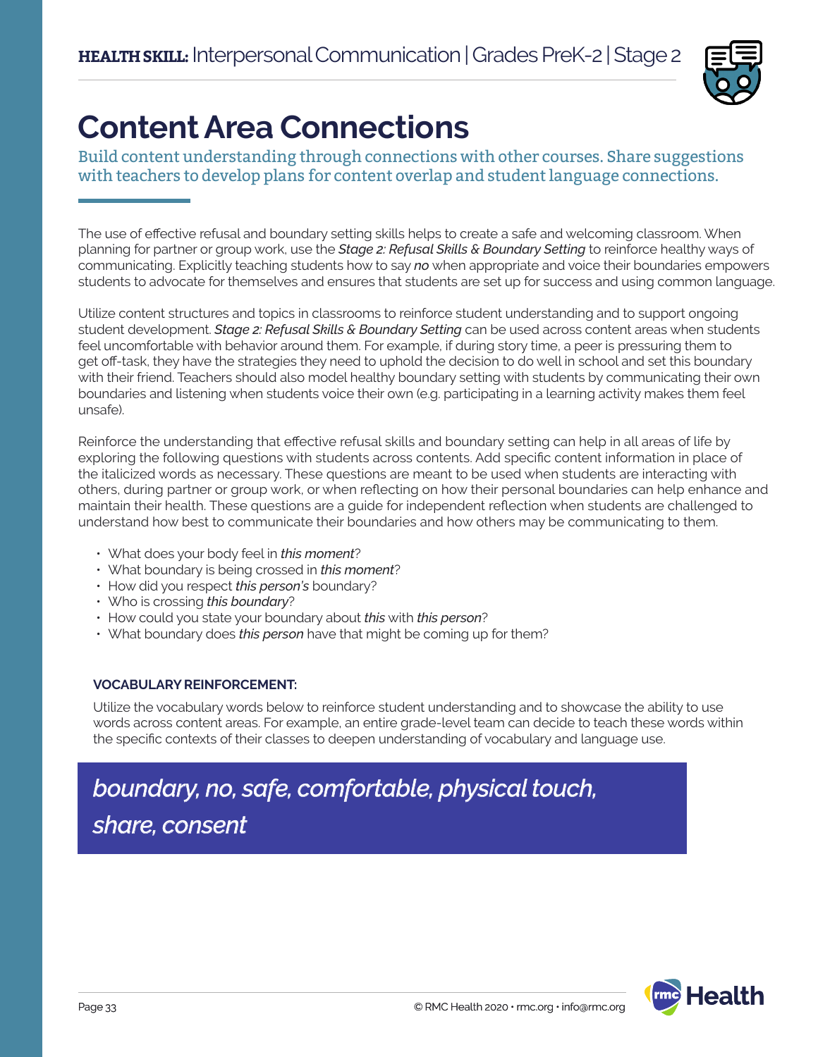# Content Area Connections

Build content understanding through connections with other courses. Share suggestions with teachers to develop plans for content overlap and student language connections.

The use of effective refusal and boundary setting skills helps to create a safe and welcoming classroom. When planning for partner or group work, use the *Stage 2: Refusal Skills & Boundary Setting* to reinforce healthy ways of communicating. Explicitly teaching students how to say ***no*** when appropriate and voice their boundaries empowers students to advocate for themselves and ensures that students are set up for success and using common language.

Utilize content structures and topics in classrooms to reinforce student understanding and to support ongoing student development. *Stage 2: Refusal Skills & Boundary Setting* can be used across content areas when students feel uncomfortable with behavior around them. For example, if during story time, a peer is pressuring them to get off-task, they have the strategies they need to uphold the decision to do well in school and set this boundary with their friend. Teachers should also model healthy boundary setting with students by communicating their own boundaries and listening when students voice their own (e.g. participating in a learning activity makes them feel unsafe).

Reinforce the understanding that effective refusal skills and boundary setting can help in all areas of life by exploring the following questions with students across contents. Add specific content information in place of the italicized words as necessary. These questions are meant to be used when students are interacting with others, during partner or group work, or when reflecting on how their personal boundaries can help enhance and maintain their health. These questions are a guide for independent reflection when students are challenged to understand how best to communicate their boundaries and how others may be communicating to them.

- What does your body feel in *this moment*?
- What boundary is being crossed in *this moment*?
- How did you respect *this person's* boundary?
- Who is crossing *this boundary*?
- How could you state your boundary about *this* with *this person*?
- What boundary does *this person* have that might be coming up for them?

**VOCABULARY REINFORCEMENT:**

Utilize the vocabulary words below to reinforce student understanding and to showcase the ability to use words across content areas. For example, an entire grade-level team can decide to teach these words within the specific contexts of their classes to deepen understanding of vocabulary and language use.

*boundary, no, safe, comfortable, physical touch, share, consent*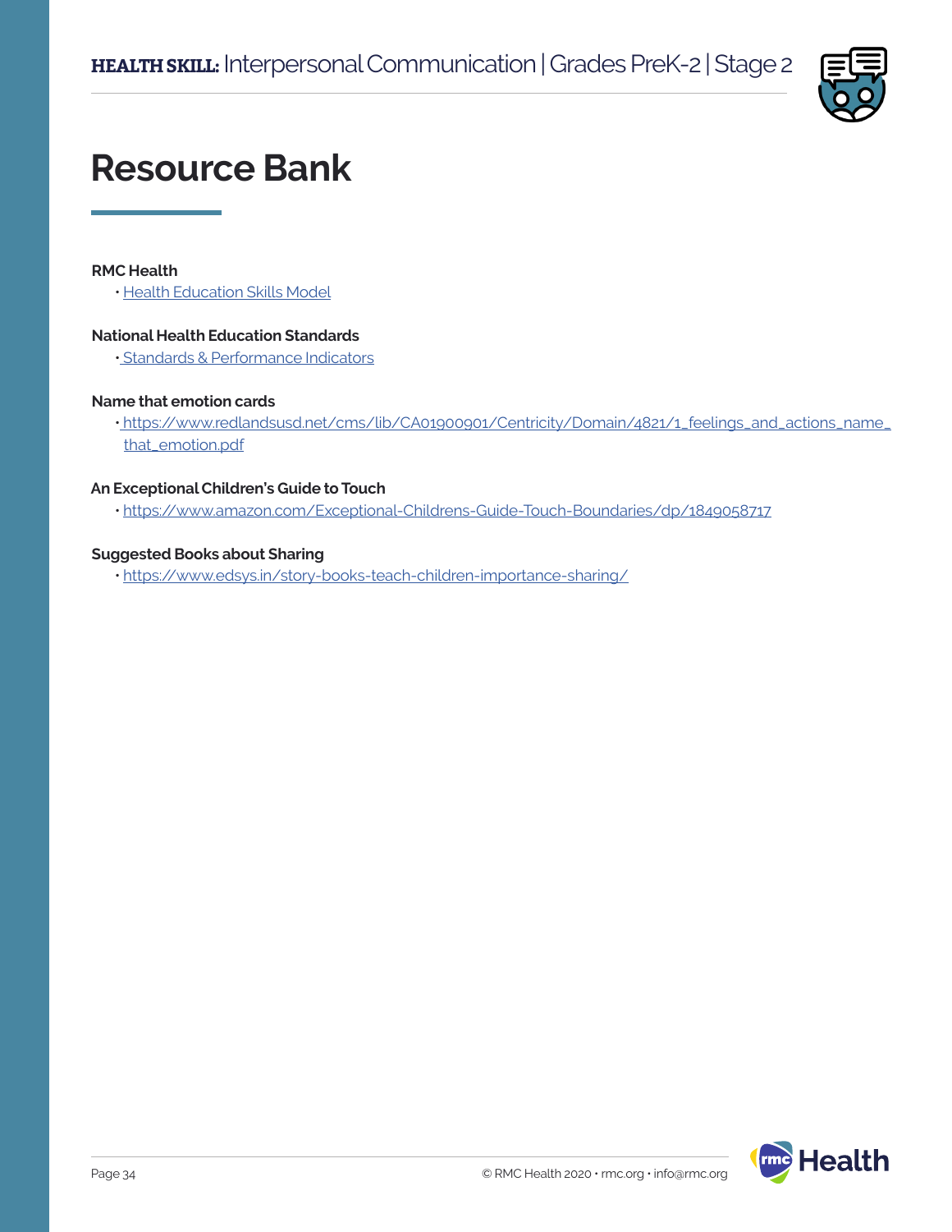# Resource Bank

**RMC Health**

- Health Education Skills Model

**National Health Education Standards**

- Standards & Performance Indicators

**Name that emotion cards**

- https://www.redlandsusd.net/cms/lib/CA01900901/Centricity/Domain/4821/1_feelings_and_actions_name_that_emotion.pdf

**An Exceptional Children's Guide to Touch**

- https://www.amazon.com/Exceptional-Childrens-Guide-Touch-Boundaries/dp/1849058717

**Suggested Books about Sharing**

- https://www.edsys.in/story-books-teach-children-importance-sharing/